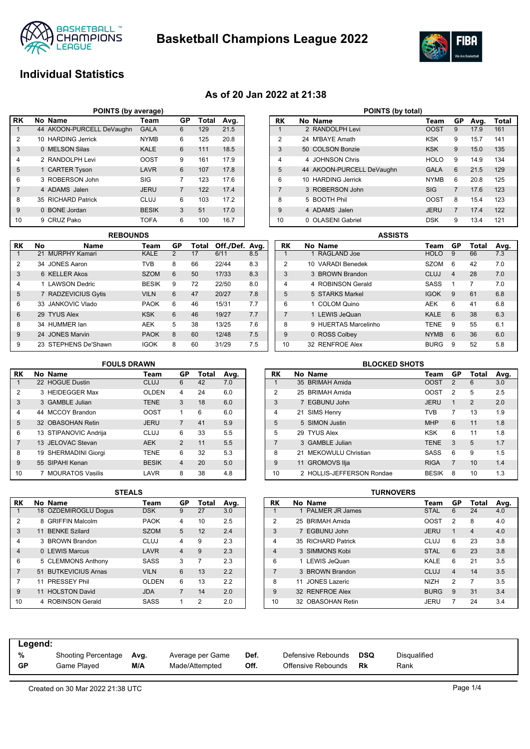# Basketball Champions League 2022

## Individual Statistics

### As of 20 Jan 2022 at 21:38

**POINTS (by average)**

| RK | No | Name | Team | GP | Total | Avg. |
|---|---|---|---|---|---|---|
| 1 | 44 | AKOON-PURCELL DeVaughn | GALA | 6 | 129 | 21.5 |
| 2 | 10 | HARDING Jerrick | NYMB | 6 | 125 | 20.8 |
| 3 | 0 | MELSON Silas | KALE | 6 | 111 | 18.5 |
| 4 | 2 | RANDOLPH Levi | OOST | 9 | 161 | 17.9 |
| 5 | 1 | CARTER Tyson | LAVR | 6 | 107 | 17.8 |
| 6 | 3 | ROBERSON John | SIG | 7 | 123 | 17.6 |
| 7 | 4 | ADAMS Jalen | JERU | 7 | 122 | 17.4 |
| 8 | 35 | RICHARD Patrick | CLUJ | 6 | 103 | 17.2 |
| 9 | 0 | BONE Jordan | BESIK | 3 | 51 | 17.0 |
| 10 | 9 | CRUZ Pako | TOFA | 6 | 100 | 16.7 |

**POINTS (by total)**

| RK | No | Name | Team | GP | Avg. | Total |
|---|---|---|---|---|---|---|
| 1 | 2 | RANDOLPH Levi | OOST | 9 | 17.9 | 161 |
| 2 | 24 | M'BAYE Amath | KSK | 9 | 15.7 | 141 |
| 3 | 50 | COLSON Bonzie | KSK | 9 | 15.0 | 135 |
| 4 | 4 | JOHNSON Chris | HOLO | 9 | 14.9 | 134 |
| 5 | 44 | AKOON-PURCELL DeVaughn | GALA | 6 | 21.5 | 129 |
| 6 | 10 | HARDING Jerrick | NYMB | 6 | 20.8 | 125 |
| 7 | 3 | ROBERSON John | SIG | 7 | 17.6 | 123 |
| 8 | 5 | BOOTH Phil | OOST | 8 | 15.4 | 123 |
| 9 | 4 | ADAMS Jalen | JERU | 7 | 17.4 | 122 |
| 10 | 0 | OLASENI Gabriel | DSK | 9 | 13.4 | 121 |

**REBOUNDS**

| RK | No | Name | Team | GP | Total | Off./Def. | Avg. |
|---|---|---|---|---|---|---|---|
| 1 | 21 | MURPHY Kamari | KALE | 2 | 17 | 6/11 | 8.5 |
| 2 | 34 | JONES Aaron | TVB | 8 | 66 | 22/44 | 8.3 |
| 3 | 6 | KELLER Akos | SZOM | 6 | 50 | 17/33 | 8.3 |
| 4 | 1 | LAWSON Dedric | BESIK | 9 | 72 | 22/50 | 8.0 |
| 5 | 7 | RADZEVICIUS Gytis | VILN | 6 | 47 | 20/27 | 7.8 |
| 6 | 33 | JANKOVIC Vlado | PAOK | 6 | 46 | 15/31 | 7.7 |
| 6 | 29 | TYUS Alex | KSK | 6 | 46 | 19/27 | 7.7 |
| 8 | 34 | HUMMER Ian | AEK | 5 | 38 | 13/25 | 7.6 |
| 9 | 24 | JONES Marvin | PAOK | 8 | 60 | 12/48 | 7.5 |
| 9 | 23 | STEPHENS De'Shawn | IGOK | 8 | 60 | 31/29 | 7.5 |

**ASSISTS**

| RK | No | Name | Team | GP | Total | Avg. |
|---|---|---|---|---|---|---|
| 1 | 1 | RAGLAND Joe | HOLO | 9 | 66 | 7.3 |
| 2 | 10 | VARADI Benedek | SZOM | 6 | 42 | 7.0 |
| 3 | 3 | BROWN Brandon | CLUJ | 4 | 28 | 7.0 |
| 4 | 4 | ROBINSON Gerald | SASS | 1 | 7 | 7.0 |
| 5 | 5 | STARKS Markel | IGOK | 9 | 61 | 6.8 |
| 6 | 1 | COLOM Quino | AEK | 6 | 41 | 6.8 |
| 7 | 1 | LEWIS JeQuan | KALE | 6 | 38 | 6.3 |
| 8 | 9 | HUERTAS Marcelinho | TENE | 9 | 55 | 6.1 |
| 9 | 0 | ROSS Colbey | NYMB | 6 | 36 | 6.0 |
| 10 | 32 | RENFROE Alex | BURG | 9 | 52 | 5.8 |

**FOULS DRAWN**

| RK | No | Name | Team | GP | Total | Avg. |
|---|---|---|---|---|---|---|
| 1 | 22 | HOGUE Dustin | CLUJ | 6 | 42 | 7.0 |
| 2 | 3 | HEIDEGGER Max | OLDEN | 4 | 24 | 6.0 |
| 3 | 3 | GAMBLE Julian | TENE | 3 | 18 | 6.0 |
| 4 | 44 | MCCOY Brandon | OOST | 1 | 6 | 6.0 |
| 5 | 32 | OBASOHAN Retin | JERU | 7 | 41 | 5.9 |
| 6 | 13 | STIPANOVIC Andrija | CLUJ | 6 | 33 | 5.5 |
| 7 | 13 | JELOVAC Stevan | AEK | 2 | 11 | 5.5 |
| 8 | 19 | SHERMADINI Giorgi | TENE | 6 | 32 | 5.3 |
| 9 | 55 | SIPAHI Kenan | BESIK | 4 | 20 | 5.0 |
| 10 | 7 | MOURATOS Vasilis | LAVR | 8 | 38 | 4.8 |

**BLOCKED SHOTS**

| RK | No | Name | Team | GP | Total | Avg. |
|---|---|---|---|---|---|---|
| 1 | 35 | BRIMAH Amida | OOST | 2 | 6 | 3.0 |
| 2 | 25 | BRIMAH Amida | OOST | 2 | 5 | 2.5 |
| 3 | 7 | EGBUNU John | JERU | 1 | 2 | 2.0 |
| 4 | 21 | SIMS Henry | TVB | 7 | 13 | 1.9 |
| 5 | 5 | SIMON Justin | MHP | 6 | 11 | 1.8 |
| 5 | 29 | TYUS Alex | KSK | 6 | 11 | 1.8 |
| 7 | 3 | GAMBLE Julian | TENE | 3 | 5 | 1.7 |
| 8 | 21 | MEKOWULU Christian | SASS | 6 | 9 | 1.5 |
| 9 | 11 | GROMOVS Ilja | RIGA | 7 | 10 | 1.4 |
| 10 | 2 | HOLLIS-JEFFERSON Rondae | BESIK | 8 | 10 | 1.3 |

**STEALS**

| RK | No | Name | Team | GP | Total | Avg. |
|---|---|---|---|---|---|---|
| 1 | 18 | ÖZDEMIROGLU Dogus | DSK | 9 | 27 | 3.0 |
| 2 | 8 | GRIFFIN Malcolm | PAOK | 4 | 10 | 2.5 |
| 3 | 11 | BENKE Szilard | SZOM | 5 | 12 | 2.4 |
| 4 | 3 | BROWN Brandon | CLUJ | 4 | 9 | 2.3 |
| 4 | 0 | LEWIS Marcus | LAVR | 4 | 9 | 2.3 |
| 6 | 5 | CLEMMONS Anthony | SASS | 3 | 7 | 2.3 |
| 7 | 51 | BUTKEVICIUS Arnas | VILN | 6 | 13 | 2.2 |
| 7 | 11 | PRESSEY Phil | OLDEN | 6 | 13 | 2.2 |
| 9 | 11 | HOLSTON David | JDA | 7 | 14 | 2.0 |
| 10 | 4 | ROBINSON Gerald | SASS | 1 | 2 | 2.0 |

**TURNOVERS**

| RK | No | Name | Team | GP | Total | Avg. |
|---|---|---|---|---|---|---|
| 1 | 1 | PALMER JR James | STAL | 6 | 24 | 4.0 |
| 2 | 25 | BRIMAH Amida | OOST | 2 | 8 | 4.0 |
| 3 | 7 | EGBUNU John | JERU | 1 | 4 | 4.0 |
| 4 | 35 | RICHARD Patrick | CLUJ | 6 | 23 | 3.8 |
| 4 | 3 | SIMMONS Kobi | STAL | 6 | 23 | 3.8 |
| 6 | 1 | LEWIS JeQuan | KALE | 6 | 21 | 3.5 |
| 7 | 3 | BROWN Brandon | CLUJ | 4 | 14 | 3.5 |
| 8 | 11 | JONES Lazeric | NIZH | 2 | 7 | 3.5 |
| 9 | 32 | RENFROE Alex | BURG | 9 | 31 | 3.4 |
| 10 | 32 | OBASOHAN Retin | JERU | 7 | 24 | 3.4 |

**Legend:**

| | | | | | | | |
|---|---|---|---|---|---|---|---|
| % | Shooting Percentage | Avg. | Average per Game | Def. | Defensive Rebounds | DSQ | Disqualified |
| GP | Game Played | M/A | Made/Attempted | Off. | Offensive Rebounds | Rk | Rank |

Created on 30 Mar 2022 21:38 UTC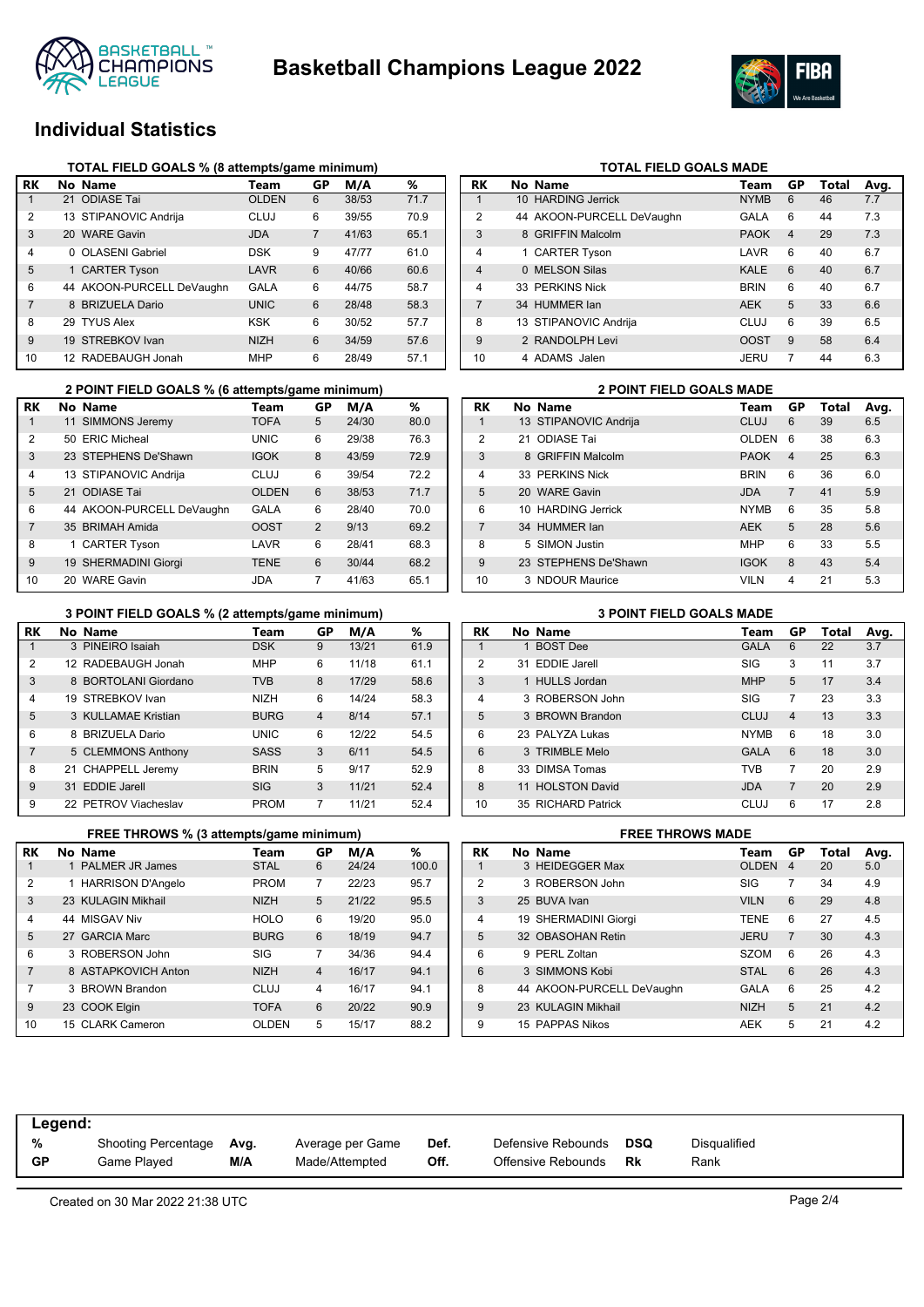# Basketball Champions League 2022

## Individual Statistics

### TOTAL FIELD GOALS % (8 attempts/game minimum)

| RK | No | Name | Team | GP | M/A | % |
|---|---|---|---|---|---|---|
| 1 | 21 | ODIASE Tai | OLDEN | 6 | 38/53 | 71.7 |
| 2 | 13 | STIPANOVIC Andrija | CLUJ | 6 | 39/55 | 70.9 |
| 3 | 20 | WARE Gavin | JDA | 7 | 41/63 | 65.1 |
| 4 | 0 | OLASENI Gabriel | DSK | 9 | 47/77 | 61.0 |
| 5 | 1 | CARTER Tyson | LAVR | 6 | 40/66 | 60.6 |
| 6 | 44 | AKOON-PURCELL DeVaughn | GALA | 6 | 44/75 | 58.7 |
| 7 | 8 | BRIZUELA Dario | UNIC | 6 | 28/48 | 58.3 |
| 8 | 29 | TYUS Alex | KSK | 6 | 30/52 | 57.7 |
| 9 | 19 | STREBKOV Ivan | NIZH | 6 | 34/59 | 57.6 |
| 10 | 12 | RADEBAUGH Jonah | MHP | 6 | 28/49 | 57.1 |

### TOTAL FIELD GOALS MADE

| RK | No | Name | Team | GP | Total | Avg. |
|---|---|---|---|---|---|---|
| 1 | 10 | HARDING Jerrick | NYMB | 6 | 46 | 7.7 |
| 2 | 44 | AKOON-PURCELL DeVaughn | GALA | 6 | 44 | 7.3 |
| 3 | 8 | GRIFFIN Malcolm | PAOK | 4 | 29 | 7.3 |
| 4 | 1 | CARTER Tyson | LAVR | 6 | 40 | 6.7 |
| 4 | 0 | MELSON Silas | KALE | 6 | 40 | 6.7 |
| 4 | 33 | PERKINS Nick | BRIN | 6 | 40 | 6.7 |
| 7 | 34 | HUMMER Ian | AEK | 5 | 33 | 6.6 |
| 8 | 13 | STIPANOVIC Andrija | CLUJ | 6 | 39 | 6.5 |
| 9 | 2 | RANDOLPH Levi | OOST | 9 | 58 | 6.4 |
| 10 | 4 | ADAMS Jalen | JERU | 7 | 44 | 6.3 |

### 2 POINT FIELD GOALS % (6 attempts/game minimum)

| RK | No | Name | Team | GP | M/A | % |
|---|---|---|---|---|---|---|
| 1 | 11 | SIMMONS Jeremy | TOFA | 5 | 24/30 | 80.0 |
| 2 | 50 | ERIC Micheal | UNIC | 6 | 29/38 | 76.3 |
| 3 | 23 | STEPHENS De'Shawn | IGOK | 8 | 43/59 | 72.9 |
| 4 | 13 | STIPANOVIC Andrija | CLUJ | 6 | 39/54 | 72.2 |
| 5 | 21 | ODIASE Tai | OLDEN | 6 | 38/53 | 71.7 |
| 6 | 44 | AKOON-PURCELL DeVaughn | GALA | 6 | 28/40 | 70.0 |
| 7 | 35 | BRIMAH Amida | OOST | 2 | 9/13 | 69.2 |
| 8 | 1 | CARTER Tyson | LAVR | 6 | 28/41 | 68.3 |
| 9 | 19 | SHERMADINI Giorgi | TENE | 6 | 30/44 | 68.2 |
| 10 | 20 | WARE Gavin | JDA | 7 | 41/63 | 65.1 |

### 2 POINT FIELD GOALS MADE

| RK | No | Name | Team | GP | Total | Avg. |
|---|---|---|---|---|---|---|
| 1 | 13 | STIPANOVIC Andrija | CLUJ | 6 | 39 | 6.5 |
| 2 | 21 | ODIASE Tai | OLDEN | 6 | 38 | 6.3 |
| 3 | 8 | GRIFFIN Malcolm | PAOK | 4 | 25 | 6.3 |
| 4 | 33 | PERKINS Nick | BRIN | 6 | 36 | 6.0 |
| 5 | 20 | WARE Gavin | JDA | 7 | 41 | 5.9 |
| 6 | 10 | HARDING Jerrick | NYMB | 6 | 35 | 5.8 |
| 7 | 34 | HUMMER Ian | AEK | 5 | 28 | 5.6 |
| 8 | 5 | SIMON Justin | MHP | 6 | 33 | 5.5 |
| 9 | 23 | STEPHENS De'Shawn | IGOK | 8 | 43 | 5.4 |
| 10 | 3 | NDOUR Maurice | VILN | 4 | 21 | 5.3 |

### 3 POINT FIELD GOALS % (2 attempts/game minimum)

| RK | No | Name | Team | GP | M/A | % |
|---|---|---|---|---|---|---|
| 1 | 3 | PINEIRO Isaiah | DSK | 9 | 13/21 | 61.9 |
| 2 | 12 | RADEBAUGH Jonah | MHP | 6 | 11/18 | 61.1 |
| 3 | 8 | BORTOLANI Giordano | TVB | 8 | 17/29 | 58.6 |
| 4 | 19 | STREBKOV Ivan | NIZH | 6 | 14/24 | 58.3 |
| 5 | 3 | KULLAMAE Kristian | BURG | 4 | 8/14 | 57.1 |
| 6 | 8 | BRIZUELA Dario | UNIC | 6 | 12/22 | 54.5 |
| 7 | 5 | CLEMMONS Anthony | SASS | 3 | 6/11 | 54.5 |
| 8 | 21 | CHAPPELL Jeremy | BRIN | 5 | 9/17 | 52.9 |
| 9 | 31 | EDDIE Jarell | SIG | 3 | 11/21 | 52.4 |
| 9 | 22 | PETROV Viacheslav | PROM | 7 | 11/21 | 52.4 |

### 3 POINT FIELD GOALS MADE

| RK | No | Name | Team | GP | Total | Avg. |
|---|---|---|---|---|---|---|
| 1 | 1 | BOST Dee | GALA | 6 | 22 | 3.7 |
| 2 | 31 | EDDIE Jarell | SIG | 3 | 11 | 3.7 |
| 3 | 1 | HULLS Jordan | MHP | 5 | 17 | 3.4 |
| 4 | 3 | ROBERSON John | SIG | 7 | 23 | 3.3 |
| 5 | 3 | BROWN Brandon | CLUJ | 4 | 13 | 3.3 |
| 6 | 23 | PALYZA Lukas | NYMB | 6 | 18 | 3.0 |
| 6 | 3 | TRIMBLE Melo | GALA | 6 | 18 | 3.0 |
| 8 | 33 | DIMSA Tomas | TVB | 7 | 20 | 2.9 |
| 8 | 11 | HOLSTON David | JDA | 7 | 20 | 2.9 |
| 10 | 35 | RICHARD Patrick | CLUJ | 6 | 17 | 2.8 |

### FREE THROWS % (3 attempts/game minimum)

| RK | No | Name | Team | GP | M/A | % |
|---|---|---|---|---|---|---|
| 1 | 1 | PALMER JR James | STAL | 6 | 24/24 | 100.0 |
| 2 | 1 | HARRISON D'Angelo | PROM | 7 | 22/23 | 95.7 |
| 3 | 23 | KULAGIN Mikhail | NIZH | 5 | 21/22 | 95.5 |
| 4 | 44 | MISGAV Niv | HOLO | 6 | 19/20 | 95.0 |
| 5 | 27 | GARCIA Marc | BURG | 6 | 18/19 | 94.7 |
| 6 | 3 | ROBERSON John | SIG | 7 | 34/36 | 94.4 |
| 7 | 8 | ASTAPKOVICH Anton | NIZH | 4 | 16/17 | 94.1 |
| 7 | 3 | BROWN Brandon | CLUJ | 4 | 16/17 | 94.1 |
| 9 | 23 | COOK Elgin | TOFA | 6 | 20/22 | 90.9 |
| 10 | 15 | CLARK Cameron | OLDEN | 5 | 15/17 | 88.2 |

### FREE THROWS MADE

| RK | No | Name | Team | GP | Total | Avg. |
|---|---|---|---|---|---|---|
| 1 | 3 | HEIDEGGER Max | OLDEN | 4 | 20 | 5.0 |
| 2 | 3 | ROBERSON John | SIG | 7 | 34 | 4.9 |
| 3 | 25 | BUVA Ivan | VILN | 6 | 29 | 4.8 |
| 4 | 19 | SHERMADINI Giorgi | TENE | 6 | 27 | 4.5 |
| 5 | 32 | OBASOHAN Retin | JERU | 7 | 30 | 4.3 |
| 6 | 9 | PERL Zoltan | SZOM | 6 | 26 | 4.3 |
| 6 | 3 | SIMMONS Kobi | STAL | 6 | 26 | 4.3 |
| 8 | 44 | AKOON-PURCELL DeVaughn | GALA | 6 | 25 | 4.2 |
| 9 | 23 | KULAGIN Mikhail | NIZH | 5 | 21 | 4.2 |
| 9 | 15 | PAPPAS Nikos | AEK | 5 | 21 | 4.2 |

**Legend:**

| | | | | | | | |
|---|---|---|---|---|---|---|---|
| % | Shooting Percentage | Avg. | Average per Game | Def. | Defensive Rebounds | DSQ | Disqualified |
| GP | Game Played | M/A | Made/Attempted | Off. | Offensive Rebounds | Rk | Rank |

Created on 30 Mar 2022 21:38 UTC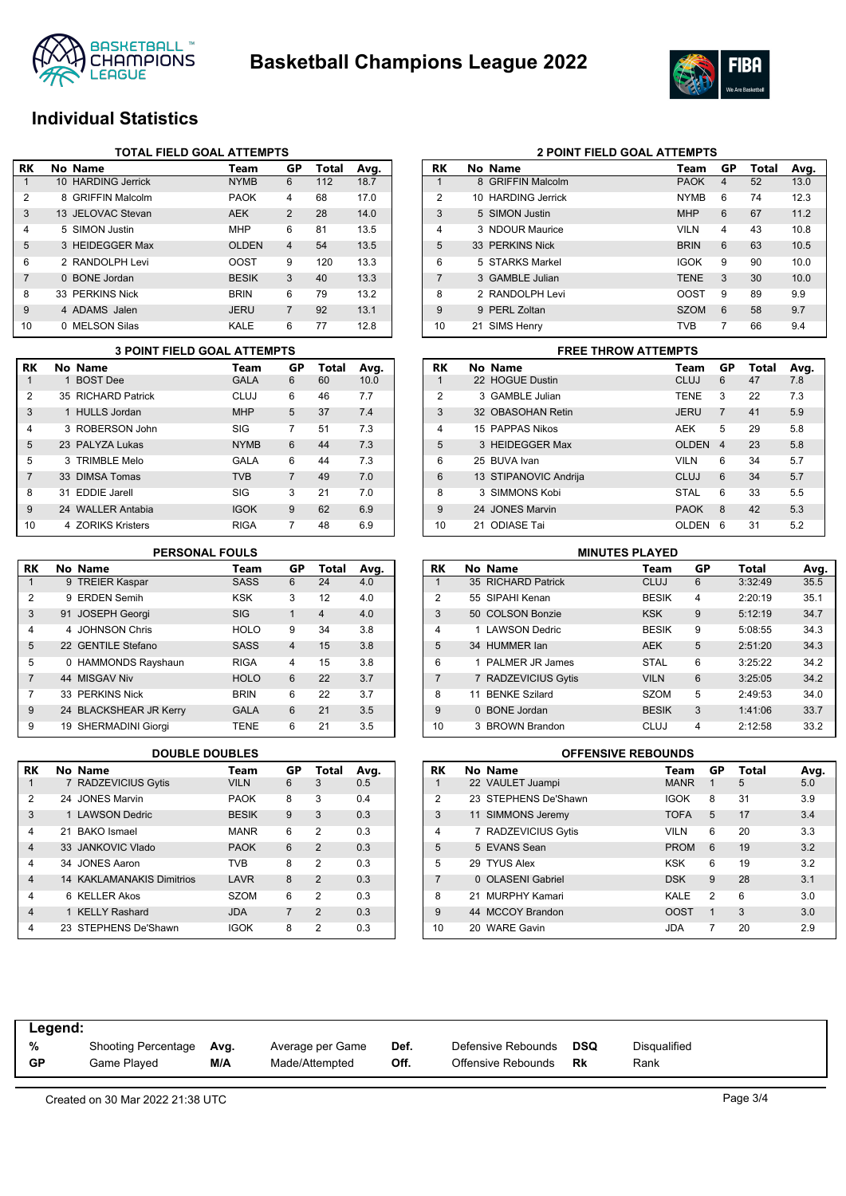# Basketball Champions League 2022

## Individual Statistics

### TOTAL FIELD GOAL ATTEMPTS

| RK | No | Name | Team | GP | Total | Avg. |
|---|---|---|---|---|---|---|
| 1 | 10 | HARDING Jerrick | NYMB | 6 | 112 | 18.7 |
| 2 | 8 | GRIFFIN Malcolm | PAOK | 4 | 68 | 17.0 |
| 3 | 13 | JELOVAC Stevan | AEK | 2 | 28 | 14.0 |
| 4 | 5 | SIMON Justin | MHP | 6 | 81 | 13.5 |
| 5 | 3 | HEIDEGGER Max | OLDEN | 4 | 54 | 13.5 |
| 6 | 2 | RANDOLPH Levi | OOST | 9 | 120 | 13.3 |
| 7 | 0 | BONE Jordan | BESIK | 3 | 40 | 13.3 |
| 8 | 33 | PERKINS Nick | BRIN | 6 | 79 | 13.2 |
| 9 | 4 | ADAMS Jalen | JERU | 7 | 92 | 13.1 |
| 10 | 0 | MELSON Silas | KALE | 6 | 77 | 12.8 |

### 2 POINT FIELD GOAL ATTEMPTS

| RK | No | Name | Team | GP | Total | Avg. |
|---|---|---|---|---|---|---|
| 1 | 8 | GRIFFIN Malcolm | PAOK | 4 | 52 | 13.0 |
| 2 | 10 | HARDING Jerrick | NYMB | 6 | 74 | 12.3 |
| 3 | 5 | SIMON Justin | MHP | 6 | 67 | 11.2 |
| 4 | 3 | NDOUR Maurice | VILN | 4 | 43 | 10.8 |
| 5 | 33 | PERKINS Nick | BRIN | 6 | 63 | 10.5 |
| 6 | 5 | STARKS Markel | IGOK | 9 | 90 | 10.0 |
| 7 | 3 | GAMBLE Julian | TENE | 3 | 30 | 10.0 |
| 8 | 2 | RANDOLPH Levi | OOST | 9 | 89 | 9.9 |
| 9 | 9 | PERL Zoltan | SZOM | 6 | 58 | 9.7 |
| 10 | 21 | SIMS Henry | TVB | 7 | 66 | 9.4 |

### 3 POINT FIELD GOAL ATTEMPTS

| RK | No | Name | Team | GP | Total | Avg. |
|---|---|---|---|---|---|---|
| 1 | 1 | BOST Dee | GALA | 6 | 60 | 10.0 |
| 2 | 35 | RICHARD Patrick | CLUJ | 6 | 46 | 7.7 |
| 3 | 1 | HULLS Jordan | MHP | 5 | 37 | 7.4 |
| 4 | 3 | ROBERSON John | SIG | 7 | 51 | 7.3 |
| 5 | 23 | PALYZA Lukas | NYMB | 6 | 44 | 7.3 |
| 5 | 3 | TRIMBLE Melo | GALA | 6 | 44 | 7.3 |
| 7 | 33 | DIMSA Tomas | TVB | 7 | 49 | 7.0 |
| 8 | 31 | EDDIE Jarell | SIG | 3 | 21 | 7.0 |
| 9 | 24 | WALLER Antabia | IGOK | 9 | 62 | 6.9 |
| 10 | 4 | ZORIKS Kristers | RIGA | 7 | 48 | 6.9 |

### FREE THROW ATTEMPTS

| RK | No | Name | Team | GP | Total | Avg. |
|---|---|---|---|---|---|---|
| 1 | 22 | HOGUE Dustin | CLUJ | 6 | 47 | 7.8 |
| 2 | 3 | GAMBLE Julian | TENE | 3 | 22 | 7.3 |
| 3 | 32 | OBASOHAN Retin | JERU | 7 | 41 | 5.9 |
| 4 | 15 | PAPPAS Nikos | AEK | 5 | 29 | 5.8 |
| 5 | 3 | HEIDEGGER Max | OLDEN | 4 | 23 | 5.8 |
| 6 | 25 | BUVA Ivan | VILN | 6 | 34 | 5.7 |
| 6 | 13 | STIPANOVIC Andrija | CLUJ | 6 | 34 | 5.7 |
| 8 | 3 | SIMMONS Kobi | STAL | 6 | 33 | 5.5 |
| 9 | 24 | JONES Marvin | PAOK | 8 | 42 | 5.3 |
| 10 | 21 | ODIASE Tai | OLDEN | 6 | 31 | 5.2 |

### PERSONAL FOULS

| RK | No | Name | Team | GP | Total | Avg. |
|---|---|---|---|---|---|---|
| 1 | 9 | TREIER Kaspar | SASS | 6 | 24 | 4.0 |
| 2 | 9 | ERDEN Semih | KSK | 3 | 12 | 4.0 |
| 3 | 91 | JOSEPH Georgi | SIG | 1 | 4 | 4.0 |
| 4 | 4 | JOHNSON Chris | HOLO | 9 | 34 | 3.8 |
| 5 | 22 | GENTILE Stefano | SASS | 4 | 15 | 3.8 |
| 5 | 0 | HAMMONDS Rayshaun | RIGA | 4 | 15 | 3.8 |
| 7 | 44 | MISGAV Niv | HOLO | 6 | 22 | 3.7 |
| 7 | 33 | PERKINS Nick | BRIN | 6 | 22 | 3.7 |
| 9 | 24 | BLACKSHEAR JR Kerry | GALA | 6 | 21 | 3.5 |
| 9 | 19 | SHERMADINI Giorgi | TENE | 6 | 21 | 3.5 |

### MINUTES PLAYED

| RK | No | Name | Team | GP | Total | Avg. |
|---|---|---|---|---|---|---|
| 1 | 35 | RICHARD Patrick | CLUJ | 6 | 3:32:49 | 35.5 |
| 2 | 55 | SIPAHI Kenan | BESIK | 4 | 2:20:19 | 35.1 |
| 3 | 50 | COLSON Bonzie | KSK | 9 | 5:12:19 | 34.7 |
| 4 | 1 | LAWSON Dedric | BESIK | 9 | 5:08:55 | 34.3 |
| 5 | 34 | HUMMER Ian | AEK | 5 | 2:51:20 | 34.3 |
| 6 | 1 | PALMER JR James | STAL | 6 | 3:25:22 | 34.2 |
| 7 | 7 | RADZEVICIUS Gytis | VILN | 6 | 3:25:05 | 34.2 |
| 8 | 11 | BENKE Szilard | SZOM | 5 | 2:49:53 | 34.0 |
| 9 | 0 | BONE Jordan | BESIK | 3 | 1:41:06 | 33.7 |
| 10 | 3 | BROWN Brandon | CLUJ | 4 | 2:12:58 | 33.2 |

### DOUBLE DOUBLES

| RK | No | Name | Team | GP | Total | Avg. |
|---|---|---|---|---|---|---|
| 1 | 7 | RADZEVICIUS Gytis | VILN | 6 | 3 | 0.5 |
| 2 | 24 | JONES Marvin | PAOK | 8 | 3 | 0.4 |
| 3 | 1 | LAWSON Dedric | BESIK | 9 | 3 | 0.3 |
| 4 | 21 | BAKO Ismael | MANR | 6 | 2 | 0.3 |
| 4 | 33 | JANKOVIC Vlado | PAOK | 6 | 2 | 0.3 |
| 4 | 34 | JONES Aaron | TVB | 8 | 2 | 0.3 |
| 4 | 14 | KAKLAMANAKIS Dimitrios | LAVR | 8 | 2 | 0.3 |
| 4 | 6 | KELLER Akos | SZOM | 6 | 2 | 0.3 |
| 4 | 1 | KELLY Rashard | JDA | 7 | 2 | 0.3 |
| 4 | 23 | STEPHENS De'Shawn | IGOK | 8 | 2 | 0.3 |

### OFFENSIVE REBOUNDS

| RK | No | Name | Team | GP | Total | Avg. |
|---|---|---|---|---|---|---|
| 1 | 22 | VAULET Juampi | MANR | 1 | 5 | 5.0 |
| 2 | 23 | STEPHENS De'Shawn | IGOK | 8 | 31 | 3.9 |
| 3 | 11 | SIMMONS Jeremy | TOFA | 5 | 17 | 3.4 |
| 4 | 7 | RADZEVICIUS Gytis | VILN | 6 | 20 | 3.3 |
| 5 | 5 | EVANS Sean | PROM | 6 | 19 | 3.2 |
| 5 | 29 | TYUS Alex | KSK | 6 | 19 | 3.2 |
| 7 | 0 | OLASENI Gabriel | DSK | 9 | 28 | 3.1 |
| 8 | 21 | MURPHY Kamari | KALE | 2 | 6 | 3.0 |
| 9 | 44 | MCCOY Brandon | OOST | 1 | 3 | 3.0 |
| 10 | 20 | WARE Gavin | JDA | 7 | 20 | 2.9 |

**Legend:**

| | | | | | | | |
|---|---|---|---|---|---|---|---|
| **%** | Shooting Percentage | **Avg.** | Average per Game | **Def.** | Defensive Rebounds | **DSQ** | Disqualified |
| **GP** | Game Played | **M/A** | Made/Attempted | **Off.** | Offensive Rebounds | **Rk** | Rank |

Created on 30 Mar 2022 21:38 UTC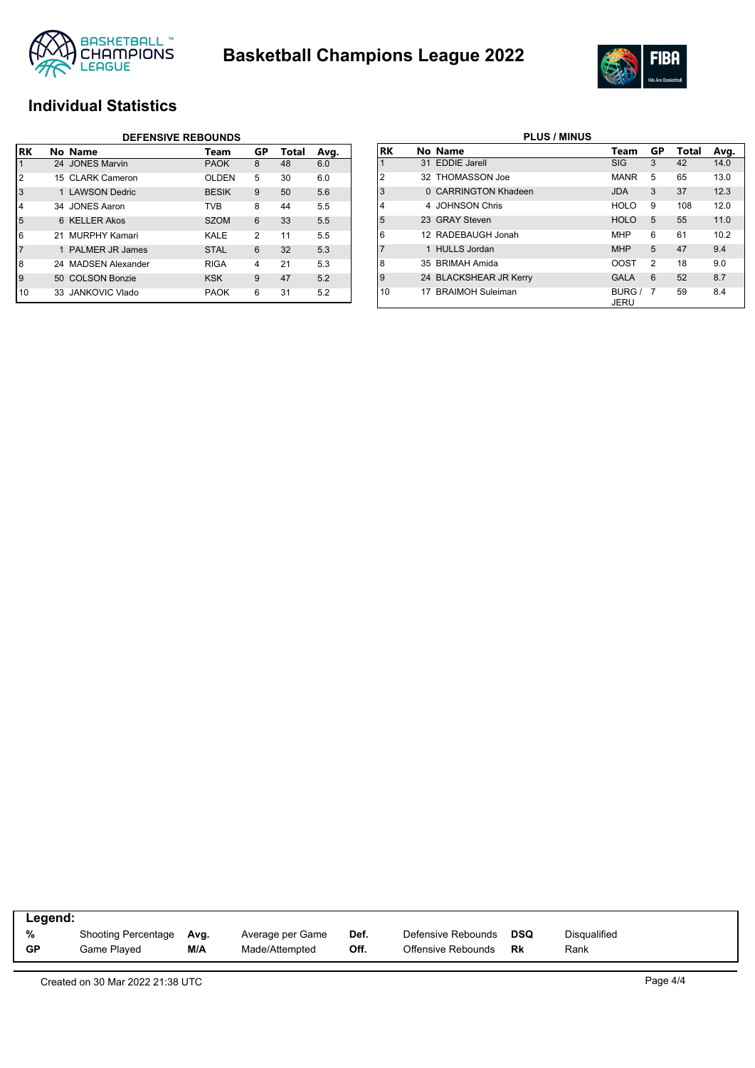# Basketball Champions League 2022

## Individual Statistics

### DEFENSIVE REBOUNDS

| RK | No | Name | Team | GP | Total | Avg. |
|---|---|---|---|---|---|---|
| 1 | 24 | JONES Marvin | PAOK | 8 | 48 | 6.0 |
| 2 | 15 | CLARK Cameron | OLDEN | 5 | 30 | 6.0 |
| 3 | 1 | LAWSON Dedric | BESIK | 9 | 50 | 5.6 |
| 4 | 34 | JONES Aaron | TVB | 8 | 44 | 5.5 |
| 5 | 6 | KELLER Akos | SZOM | 6 | 33 | 5.5 |
| 6 | 21 | MURPHY Kamari | KALE | 2 | 11 | 5.5 |
| 7 | 1 | PALMER JR James | STAL | 6 | 32 | 5.3 |
| 8 | 24 | MADSEN Alexander | RIGA | 4 | 21 | 5.3 |
| 9 | 50 | COLSON Bonzie | KSK | 9 | 47 | 5.2 |
| 10 | 33 | JANKOVIC Vlado | PAOK | 6 | 31 | 5.2 |

### PLUS / MINUS

| RK | No | Name | Team | GP | Total | Avg. |
|---|---|---|---|---|---|---|
| 1 | 31 | EDDIE Jarell | SIG | 3 | 42 | 14.0 |
| 2 | 32 | THOMASSON Joe | MANR | 5 | 65 | 13.0 |
| 3 | 0 | CARRINGTON Khadeen | JDA | 3 | 37 | 12.3 |
| 4 | 4 | JOHNSON Chris | HOLO | 9 | 108 | 12.0 |
| 5 | 23 | GRAY Steven | HOLO | 5 | 55 | 11.0 |
| 6 | 12 | RADEBAUGH Jonah | MHP | 6 | 61 | 10.2 |
| 7 | 1 | HULLS Jordan | MHP | 5 | 47 | 9.4 |
| 8 | 35 | BRIMAH Amida | OOST | 2 | 18 | 9.0 |
| 9 | 24 | BLACKSHEAR JR Kerry | GALA | 6 | 52 | 8.7 |
| 10 | 17 | BRAIMOH Suleiman | BURG / JERU | 7 | 59 | 8.4 |

**Legend:**

| | | | | | | | |
|---|---|---|---|---|---|---|---|
| **%** | Shooting Percentage | **Avg.** | Average per Game | **Def.** | Defensive Rebounds | **DSQ** | Disqualified |
| **GP** | Game Played | **M/A** | Made/Attempted | **Off.** | Offensive Rebounds | **Rk** | Rank |

Created on 30 Mar 2022 21:38 UTC